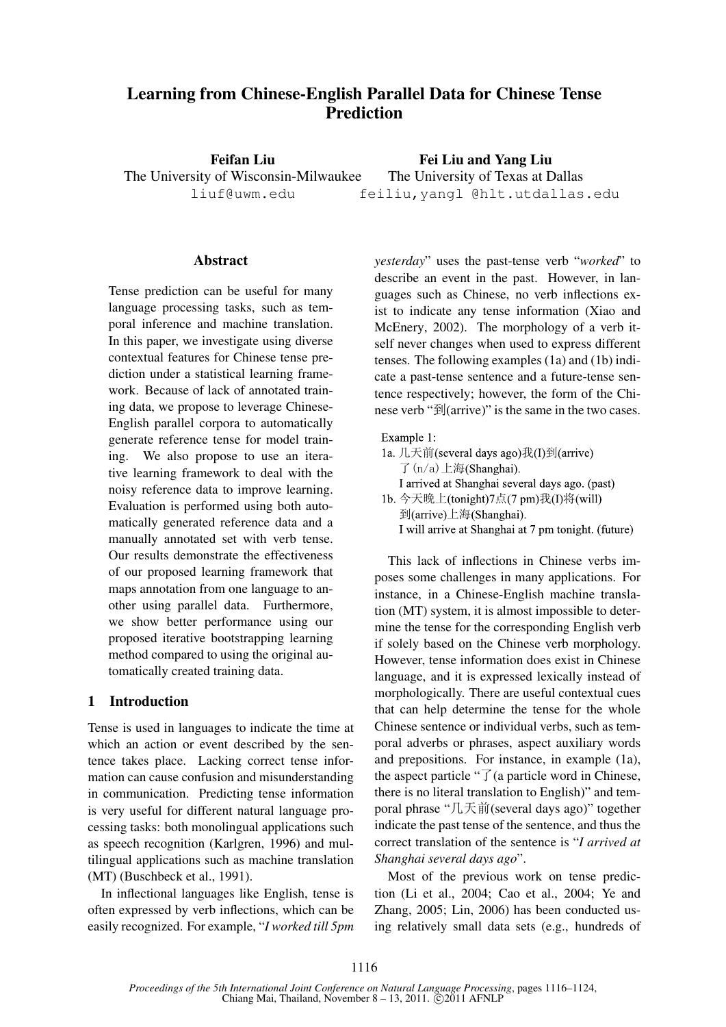# Learning from Chinese-English Parallel Data for Chinese Tense Prediction

**Feifan Liu**
The University of Wisconsin-Milwaukee
liuf@uwm.edu

**Fei Liu and Yang Liu**
The University of Texas at Dallas
feiliu,yangl @hlt.utdallas.edu

## Abstract

Tense prediction can be useful for many language processing tasks, such as temporal inference and machine translation. In this paper, we investigate using diverse contextual features for Chinese tense prediction under a statistical learning framework. Because of lack of annotated training data, we propose to leverage Chinese-English parallel corpora to automatically generate reference tense for model training. We also propose to use an iterative learning framework to deal with the noisy reference data to improve learning. Evaluation is performed using both automatically generated reference data and a manually annotated set with verb tense. Our results demonstrate the effectiveness of our proposed learning framework that maps annotation from one language to another using parallel data. Furthermore, we show better performance using our proposed iterative bootstrapping learning method compared to using the original automatically created training data.

## 1 Introduction

Tense is used in languages to indicate the time at which an action or event described by the sentence takes place. Lacking correct tense information can cause confusion and misunderstanding in communication. Predicting tense information is very useful for different natural language processing tasks: both monolingual applications such as speech recognition (Karlgren, 1996) and multilingual applications such as machine translation (MT) (Buschbeck et al., 1991).

In inflectional languages like English, tense is often expressed by verb inflections, which can be easily recognized. For example, "*I worked till 5pm yesterday*" uses the past-tense verb "*worked*" to describe an event in the past. However, in languages such as Chinese, no verb inflections exist to indicate any tense information (Xiao and McEnery, 2002). The morphology of a verb itself never changes when used to express different tenses. The following examples (1a) and (1b) indicate a past-tense sentence and a future-tense sentence respectively; however, the form of the Chinese verb "到(arrive)" is the same in the two cases.

Example 1:
1a. 几天前(several days ago)我(I)到(arrive) 了(n/a)上海(Shanghai).
I arrived at Shanghai several days ago. (past)
1b. 今天晚上(tonight)7点(7 pm)我(I)将(will) 到(arrive)上海(Shanghai).
I will arrive at Shanghai at 7 pm tonight. (future)

This lack of inflections in Chinese verbs imposes some challenges in many applications. For instance, in a Chinese-English machine translation (MT) system, it is almost impossible to determine the tense for the corresponding English verb if solely based on the Chinese verb morphology. However, tense information does exist in Chinese language, and it is expressed lexically instead of morphologically. There are useful contextual cues that can help determine the tense for the whole Chinese sentence or individual verbs, such as temporal adverbs or phrases, aspect auxiliary words and prepositions. For instance, in example (1a), the aspect particle "了(a particle word in Chinese, there is no literal translation to English)" and temporal phrase "几天前(several days ago)" together indicate the past tense of the sentence, and thus the correct translation of the sentence is "*I arrived at Shanghai several days ago*".

Most of the previous work on tense prediction (Li et al., 2004; Cao et al., 2004; Ye and Zhang, 2005; Lin, 2006) has been conducted using relatively small data sets (e.g., hundreds of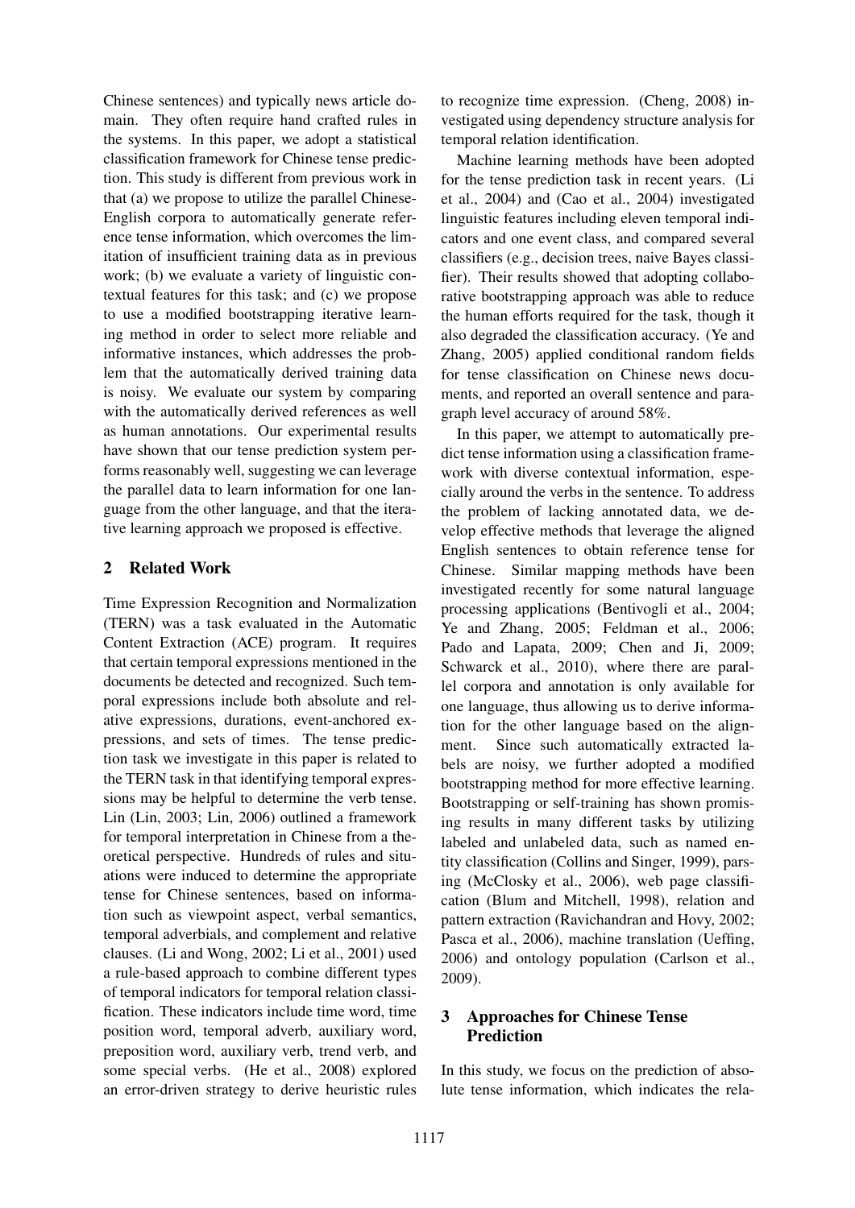Chinese sentences) and typically news article domain. They often require hand crafted rules in the systems. In this paper, we adopt a statistical classification framework for Chinese tense prediction. This study is different from previous work in that (a) we propose to utilize the parallel Chinese-English corpora to automatically generate reference tense information, which overcomes the limitation of insufficient training data as in previous work; (b) we evaluate a variety of linguistic contextual features for this task; and (c) we propose to use a modified bootstrapping iterative learning method in order to select more reliable and informative instances, which addresses the problem that the automatically derived training data is noisy. We evaluate our system by comparing with the automatically derived references as well as human annotations. Our experimental results have shown that our tense prediction system performs reasonably well, suggesting we can leverage the parallel data to learn information for one language from the other language, and that the iterative learning approach we proposed is effective.

## 2 Related Work

Time Expression Recognition and Normalization (TERN) was a task evaluated in the Automatic Content Extraction (ACE) program. It requires that certain temporal expressions mentioned in the documents be detected and recognized. Such temporal expressions include both absolute and relative expressions, durations, event-anchored expressions, and sets of times. The tense prediction task we investigate in this paper is related to the TERN task in that identifying temporal expressions may be helpful to determine the verb tense. Lin (Lin, 2003; Lin, 2006) outlined a framework for temporal interpretation in Chinese from a theoretical perspective. Hundreds of rules and situations were induced to determine the appropriate tense for Chinese sentences, based on information such as viewpoint aspect, verbal semantics, temporal adverbials, and complement and relative clauses. (Li and Wong, 2002; Li et al., 2001) used a rule-based approach to combine different types of temporal indicators for temporal relation classification. These indicators include time word, time position word, temporal adverb, auxiliary word, preposition word, auxiliary verb, trend verb, and some special verbs. (He et al., 2008) explored an error-driven strategy to derive heuristic rules to recognize time expression. (Cheng, 2008) investigated using dependency structure analysis for temporal relation identification.

Machine learning methods have been adopted for the tense prediction task in recent years. (Li et al., 2004) and (Cao et al., 2004) investigated linguistic features including eleven temporal indicators and one event class, and compared several classifiers (e.g., decision trees, naive Bayes classifier). Their results showed that adopting collaborative bootstrapping approach was able to reduce the human efforts required for the task, though it also degraded the classification accuracy. (Ye and Zhang, 2005) applied conditional random fields for tense classification on Chinese news documents, and reported an overall sentence and paragraph level accuracy of around 58%.

In this paper, we attempt to automatically predict tense information using a classification framework with diverse contextual information, especially around the verbs in the sentence. To address the problem of lacking annotated data, we develop effective methods that leverage the aligned English sentences to obtain reference tense for Chinese. Similar mapping methods have been investigated recently for some natural language processing applications (Bentivogli et al., 2004; Ye and Zhang, 2005; Feldman et al., 2006; Pado and Lapata, 2009; Chen and Ji, 2009; Schwarck et al., 2010), where there are parallel corpora and annotation is only available for one language, thus allowing us to derive information for the other language based on the alignment. Since such automatically extracted labels are noisy, we further adopted a modified bootstrapping method for more effective learning. Bootstrapping or self-training has shown promising results in many different tasks by utilizing labeled and unlabeled data, such as named entity classification (Collins and Singer, 1999), parsing (McClosky et al., 2006), web page classification (Blum and Mitchell, 1998), relation and pattern extraction (Ravichandran and Hovy, 2002; Pasca et al., 2006), machine translation (Ueffing, 2006) and ontology population (Carlson et al., 2009).

## 3 Approaches for Chinese Tense Prediction

In this study, we focus on the prediction of absolute tense information, which indicates the rela-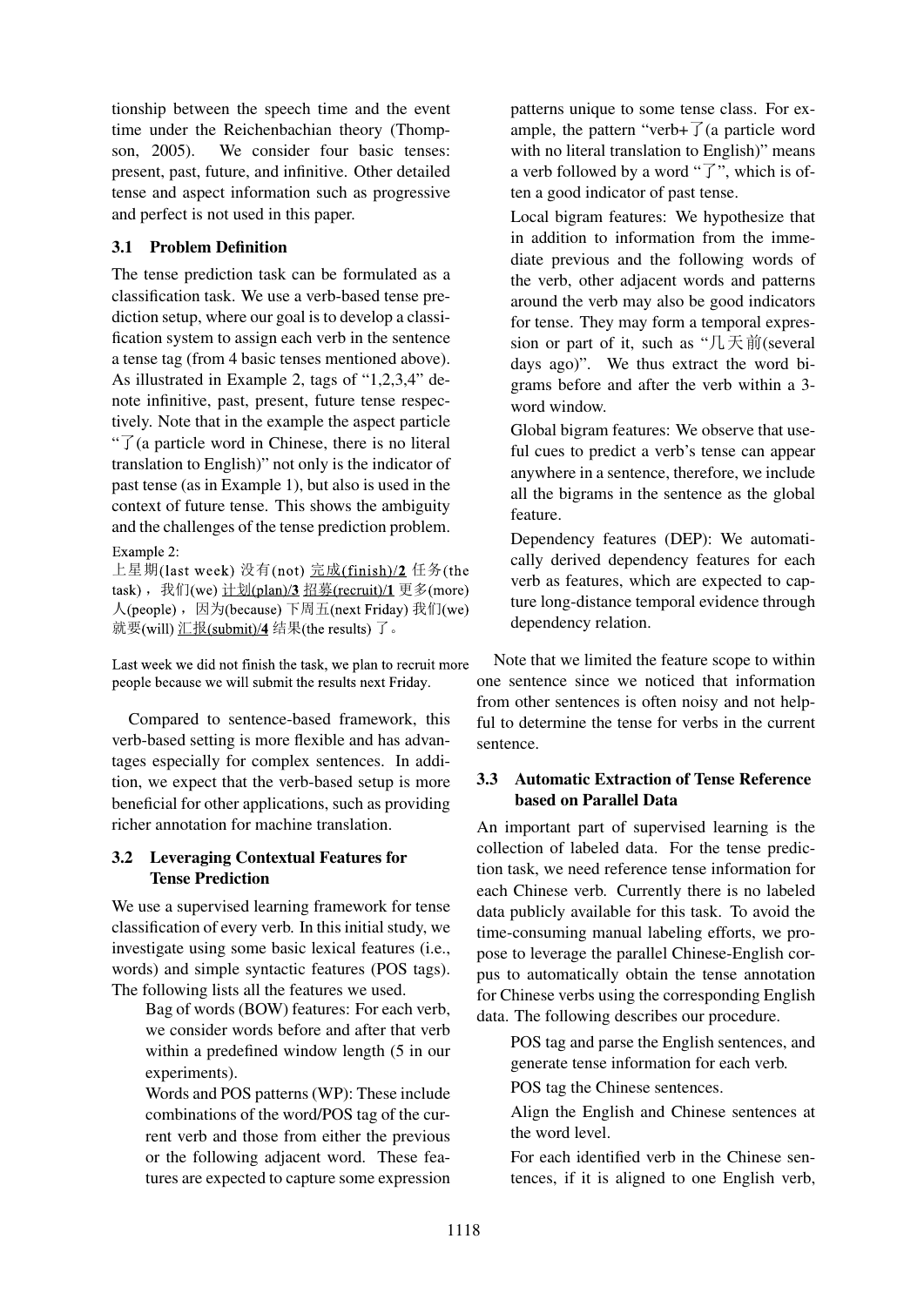tionship between the speech time and the event time under the Reichenbachian theory (Thompson, 2005). We consider four basic tenses: present, past, future, and infinitive. Other detailed tense and aspect information such as progressive and perfect is not used in this paper.

### 3.1 Problem Definition

The tense prediction task can be formulated as a classification task. We use a verb-based tense prediction setup, where our goal is to develop a classification system to assign each verb in the sentence a tense tag (from 4 basic tenses mentioned above). As illustrated in Example 2, tags of "1,2,3,4" denote infinitive, past, present, future tense respectively. Note that in the example the aspect particle "了(a particle word in Chinese, there is no literal translation to English)" not only is the indicator of past tense (as in Example 1), but also is used in the context of future tense. This shows the ambiguity and the challenges of the tense prediction problem.

Example 2:
上星期(last week) 没有(not) <u>完成(finish)/**2**</u> 任务(the task)，我们(we) <u>计划(plan)/**3**</u> <u>招募(recruit)/**1**</u> 更多(more) 人(people)，因为(because) 下周五(next Friday) 我们(we) 就要(will) <u>汇报(submit)/**4**</u> 结果(the results) 了。

Last week we did not finish the task, we plan to recruit more people because we will submit the results next Friday.

Compared to sentence-based framework, this verb-based setting is more flexible and has advantages especially for complex sentences. In addition, we expect that the verb-based setup is more beneficial for other applications, such as providing richer annotation for machine translation.

### 3.2 Leveraging Contextual Features for Tense Prediction

We use a supervised learning framework for tense classification of every verb. In this initial study, we investigate using some basic lexical features (i.e., words) and simple syntactic features (POS tags). The following lists all the features we used.

- Bag of words (BOW) features: For each verb, we consider words before and after that verb within a predefined window length (5 in our experiments).
- Words and POS patterns (WP): These include combinations of the word/POS tag of the current verb and those from either the previous or the following adjacent word. These features are expected to capture some expression patterns unique to some tense class. For example, the pattern "verb+了(a particle word with no literal translation to English)" means a verb followed by a word "了", which is often a good indicator of past tense.
- Local bigram features: We hypothesize that in addition to information from the immediate previous and the following words of the verb, other adjacent words and patterns around the verb may also be good indicators for tense. They may form a temporal expression or part of it, such as "几天前(several days ago)". We thus extract the word bigrams before and after the verb within a 3-word window.
- Global bigram features: We observe that useful cues to predict a verb's tense can appear anywhere in a sentence, therefore, we include all the bigrams in the sentence as the global feature.
- Dependency features (DEP): We automatically derived dependency features for each verb as features, which are expected to capture long-distance temporal evidence through dependency relation.

Note that we limited the feature scope to within one sentence since we noticed that information from other sentences is often noisy and not helpful to determine the tense for verbs in the current sentence.

### 3.3 Automatic Extraction of Tense Reference based on Parallel Data

An important part of supervised learning is the collection of labeled data. For the tense prediction task, we need reference tense information for each Chinese verb. Currently there is no labeled data publicly available for this task. To avoid the time-consuming manual labeling efforts, we propose to leverage the parallel Chinese-English corpus to automatically obtain the tense annotation for Chinese verbs using the corresponding English data. The following describes our procedure.

- POS tag and parse the English sentences, and generate tense information for each verb.
- POS tag the Chinese sentences.
- Align the English and Chinese sentences at the word level.
- For each identified verb in the Chinese sentences, if it is aligned to one English verb,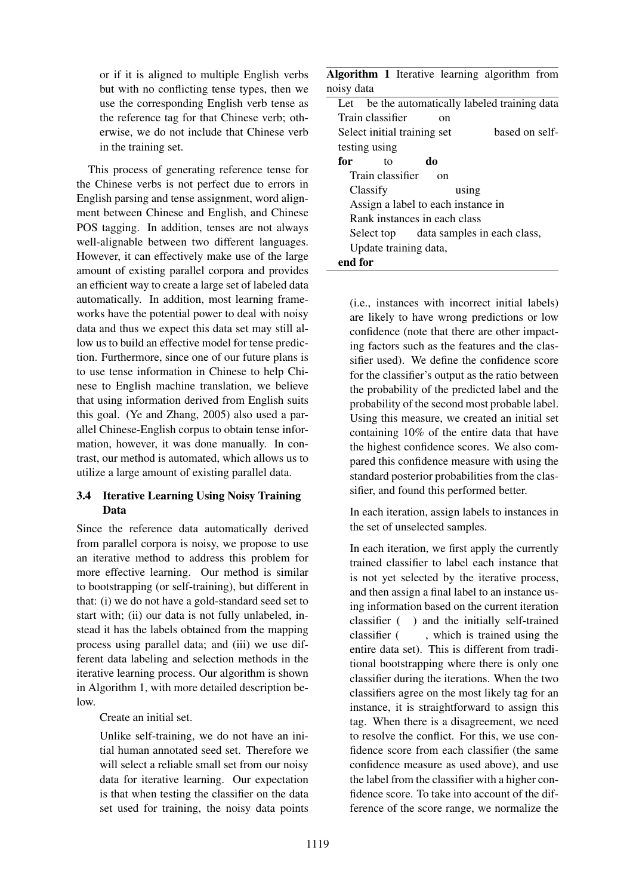or if it is aligned to multiple English verbs but with no conflicting tense types, then we use the corresponding English verb tense as the reference tag for that Chinese verb; otherwise, we do not include that Chinese verb in the training set.

This process of generating reference tense for the Chinese verbs is not perfect due to errors in English parsing and tense assignment, word alignment between Chinese and English, and Chinese POS tagging. In addition, tenses are not always well-alignable between two different languages. However, it can effectively make use of the large amount of existing parallel corpora and provides an efficient way to create a large set of labeled data automatically. In addition, most learning frameworks have the potential power to deal with noisy data and thus we expect this data set may still allow us to build an effective model for tense prediction. Furthermore, since one of our future plans is to use tense information in Chinese to help Chinese to English machine translation, we believe that using information derived from English suits this goal. (Ye and Zhang, 2005) also used a parallel Chinese-English corpus to obtain tense information, however, it was done manually. In contrast, our method is automated, which allows us to utilize a large amount of existing parallel data.

### 3.4 Iterative Learning Using Noisy Training Data

Since the reference data automatically derived from parallel corpora is noisy, we propose to use an iterative method to address this problem for more effective learning. Our method is similar to bootstrapping (or self-training), but different in that: (i) we do not have a gold-standard seed set to start with; (ii) our data is not fully unlabeled, instead it has the labels obtained from the mapping process using parallel data; and (iii) we use different data labeling and selection methods in the iterative learning process. Our algorithm is shown in Algorithm 1, with more detailed description below.

Create an initial set.

Unlike self-training, we do not have an initial human annotated seed set. Therefore we will select a reliable small set from our noisy data for iterative learning. Our expectation is that when testing the classifier on the data set used for training, the noisy data points (i.e., instances with incorrect initial labels) are likely to have wrong predictions or low confidence (note that there are other impacting factors such as the features and the classifier used). We define the confidence score for the classifier's output as the ratio between the probability of the predicted label and the probability of the second most probable label. Using this measure, we created an initial set containing 10% of the entire data that have the highest confidence scores. We also compared this confidence measure with using the standard posterior probabilities from the classifier, and found this performed better.

**Algorithm 1** Iterative learning algorithm from noisy data

Let be the automatically labeled training data
Train classifier on
Select initial training set based on self-testing using
**for** to **do**
  Train classifier on
  Classify using
  Assign a label to each instance in
  Rank instances in each class
  Select top data samples in each class,
  Update training data,
**end for**

In each iteration, assign labels to instances in the set of unselected samples.

In each iteration, we first apply the currently trained classifier to label each instance that is not yet selected by the iterative process, and then assign a final label to an instance using information based on the current iteration classifier ( ) and the initially self-trained classifier ( , which is trained using the entire data set). This is different from traditional bootstrapping where there is only one classifier during the iterations. When the two classifiers agree on the most likely tag for an instance, it is straightforward to assign this tag. When there is a disagreement, we need to resolve the conflict. For this, we use confidence score from each classifier (the same confidence measure as used above), and use the label from the classifier with a higher confidence score. To take into account of the difference of the score range, we normalize the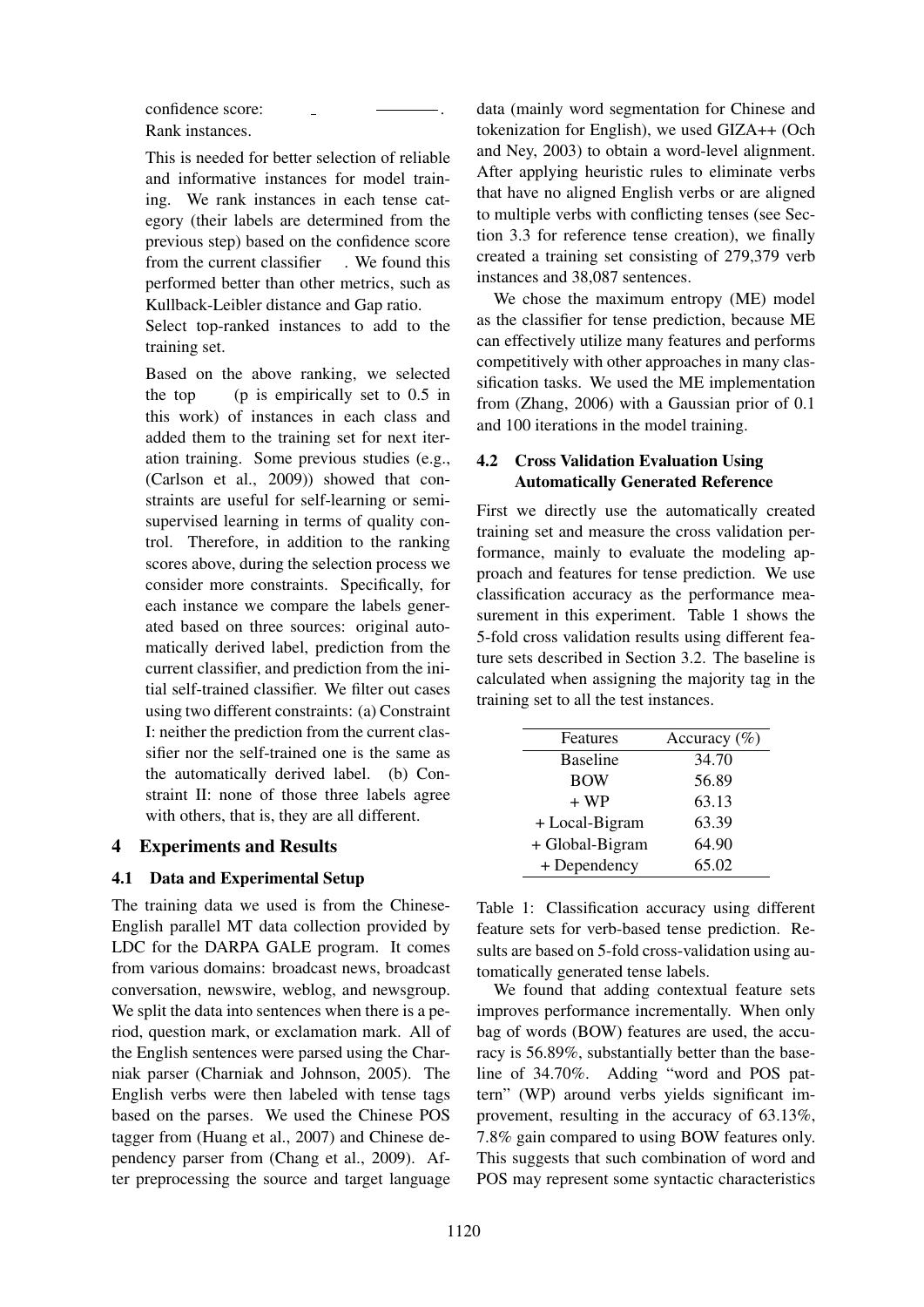confidence score: $\_$ ———.

Rank instances.

This is needed for better selection of reliable and informative instances for model training. We rank instances in each tense category (their labels are determined from the previous step) based on the confidence score from the current classifier . We found this performed better than other metrics, such as Kullback-Leibler distance and Gap ratio.

Select top-ranked instances to add to the training set.

Based on the above ranking, we selected the top (p is empirically set to 0.5 in this work) of instances in each class and added them to the training set for next iteration training. Some previous studies (e.g., (Carlson et al., 2009)) showed that constraints are useful for self-learning or semi-supervised learning in terms of quality control. Therefore, in addition to the ranking scores above, during the selection process we consider more constraints. Specifically, for each instance we compare the labels generated based on three sources: original automatically derived label, prediction from the current classifier, and prediction from the initial self-trained classifier. We filter out cases using two different constraints: (a) Constraint I: neither the prediction from the current classifier nor the self-trained one is the same as the automatically derived label. (b) Constraint II: none of those three labels agree with others, that is, they are all different.

## 4 Experiments and Results

### 4.1 Data and Experimental Setup

The training data we used is from the Chinese-English parallel MT data collection provided by LDC for the DARPA GALE program. It comes from various domains: broadcast news, broadcast conversation, newswire, weblog, and newsgroup. We split the data into sentences when there is a period, question mark, or exclamation mark. All of the English sentences were parsed using the Charniak parser (Charniak and Johnson, 2005). The English verbs were then labeled with tense tags based on the parses. We used the Chinese POS tagger from (Huang et al., 2007) and Chinese dependency parser from (Chang et al., 2009). After preprocessing the source and target language data (mainly word segmentation for Chinese and tokenization for English), we used GIZA++ (Och and Ney, 2003) to obtain a word-level alignment. After applying heuristic rules to eliminate verbs that have no aligned English verbs or are aligned to multiple verbs with conflicting tenses (see Section 3.3 for reference tense creation), we finally created a training set consisting of 279,379 verb instances and 38,087 sentences.

We chose the maximum entropy (ME) model as the classifier for tense prediction, because ME can effectively utilize many features and performs competitively with other approaches in many classification tasks. We used the ME implementation from (Zhang, 2006) with a Gaussian prior of 0.1 and 100 iterations in the model training.

### 4.2 Cross Validation Evaluation Using Automatically Generated Reference

First we directly use the automatically created training set and measure the cross validation performance, mainly to evaluate the modeling approach and features for tense prediction. We use classification accuracy as the performance measurement in this experiment. Table 1 shows the 5-fold cross validation results using different feature sets described in Section 3.2. The baseline is calculated when assigning the majority tag in the training set to all the test instances.

| Features | Accuracy (%) |
|---|---|
| Baseline | 34.70 |
| BOW | 56.89 |
| + WP | 63.13 |
| + Local-Bigram | 63.39 |
| + Global-Bigram | 64.90 |
| + Dependency | 65.02 |

Table 1: Classification accuracy using different feature sets for verb-based tense prediction. Results are based on 5-fold cross-validation using automatically generated tense labels.

We found that adding contextual feature sets improves performance incrementally. When only bag of words (BOW) features are used, the accuracy is 56.89%, substantially better than the baseline of 34.70%. Adding "word and POS pattern" (WP) around verbs yields significant improvement, resulting in the accuracy of 63.13%, 7.8% gain compared to using BOW features only. This suggests that such combination of word and POS may represent some syntactic characteristics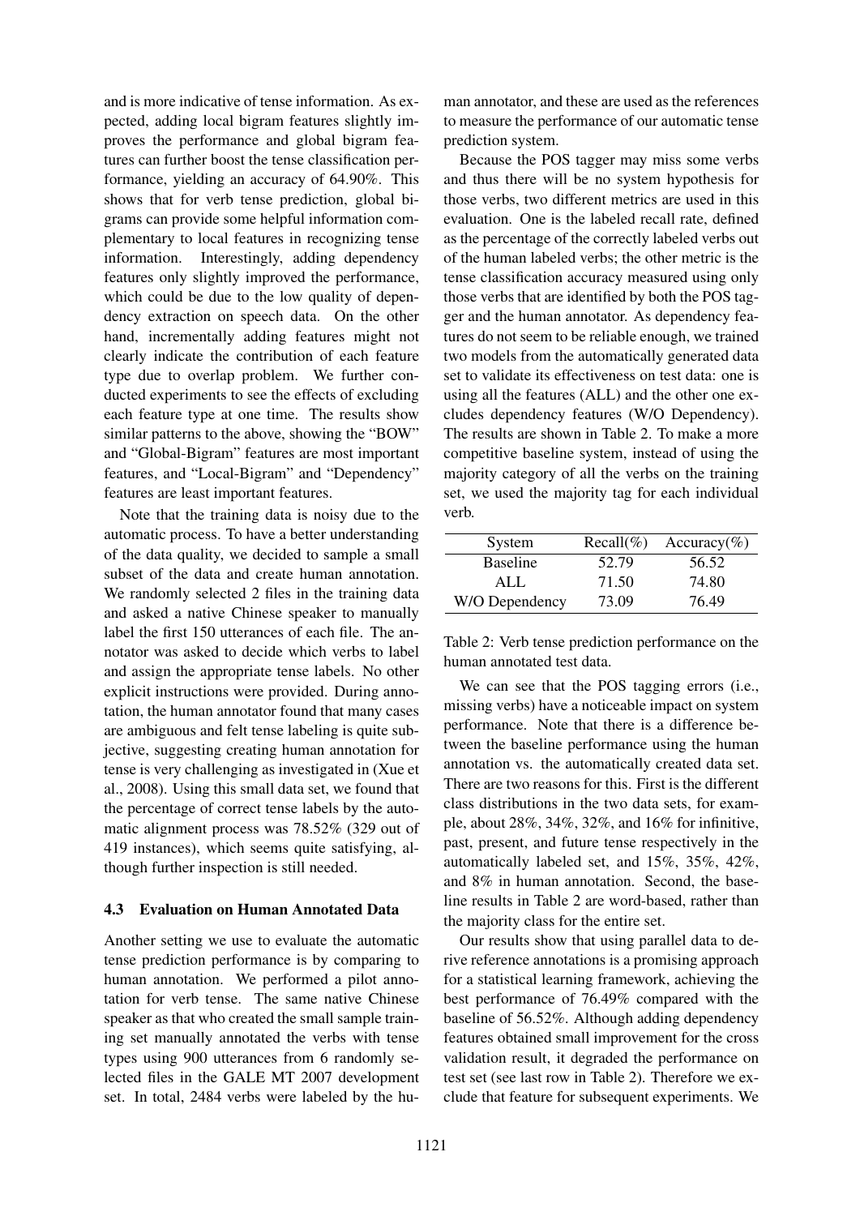and is more indicative of tense information. As expected, adding local bigram features slightly improves the performance and global bigram features can further boost the tense classification performance, yielding an accuracy of 64.90%. This shows that for verb tense prediction, global bigrams can provide some helpful information complementary to local features in recognizing tense information. Interestingly, adding dependency features only slightly improved the performance, which could be due to the low quality of dependency extraction on speech data. On the other hand, incrementally adding features might not clearly indicate the contribution of each feature type due to overlap problem. We further conducted experiments to see the effects of excluding each feature type at one time. The results show similar patterns to the above, showing the "BOW" and "Global-Bigram" features are most important features, and "Local-Bigram" and "Dependency" features are least important features.

Note that the training data is noisy due to the automatic process. To have a better understanding of the data quality, we decided to sample a small subset of the data and create human annotation. We randomly selected 2 files in the training data and asked a native Chinese speaker to manually label the first 150 utterances of each file. The annotator was asked to decide which verbs to label and assign the appropriate tense labels. No other explicit instructions were provided. During annotation, the human annotator found that many cases are ambiguous and felt tense labeling is quite subjective, suggesting creating human annotation for tense is very challenging as investigated in (Xue et al., 2008). Using this small data set, we found that the percentage of correct tense labels by the automatic alignment process was 78.52% (329 out of 419 instances), which seems quite satisfying, although further inspection is still needed.

### 4.3 Evaluation on Human Annotated Data

Another setting we use to evaluate the automatic tense prediction performance is by comparing to human annotation. We performed a pilot annotation for verb tense. The same native Chinese speaker as that who created the small sample training set manually annotated the verbs with tense types using 900 utterances from 6 randomly selected files in the GALE MT 2007 development set. In total, 2484 verbs were labeled by the human annotator, and these are used as the references to measure the performance of our automatic tense prediction system.

Because the POS tagger may miss some verbs and thus there will be no system hypothesis for those verbs, two different metrics are used in this evaluation. One is the labeled recall rate, defined as the percentage of the correctly labeled verbs out of the human labeled verbs; the other metric is the tense classification accuracy measured using only those verbs that are identified by both the POS tagger and the human annotator. As dependency features do not seem to be reliable enough, we trained two models from the automatically generated data set to validate its effectiveness on test data: one is using all the features (ALL) and the other one excludes dependency features (W/O Dependency). The results are shown in Table 2. To make a more competitive baseline system, instead of using the majority category of all the verbs on the training set, we used the majority tag for each individual verb.

| System | Recall(%) | Accuracy(%) |
|---|---|---|
| Baseline | 52.79 | 56.52 |
| ALL | 71.50 | 74.80 |
| W/O Dependency | 73.09 | 76.49 |

Table 2: Verb tense prediction performance on the human annotated test data.

We can see that the POS tagging errors (i.e., missing verbs) have a noticeable impact on system performance. Note that there is a difference between the baseline performance using the human annotation vs. the automatically created data set. There are two reasons for this. First is the different class distributions in the two data sets, for example, about 28%, 34%, 32%, and 16% for infinitive, past, present, and future tense respectively in the automatically labeled set, and 15%, 35%, 42%, and 8% in human annotation. Second, the baseline results in Table 2 are word-based, rather than the majority class for the entire set.

Our results show that using parallel data to derive reference annotations is a promising approach for a statistical learning framework, achieving the best performance of 76.49% compared with the baseline of 56.52%. Although adding dependency features obtained small improvement for the cross validation result, it degraded the performance on test set (see last row in Table 2). Therefore we exclude that feature for subsequent experiments. We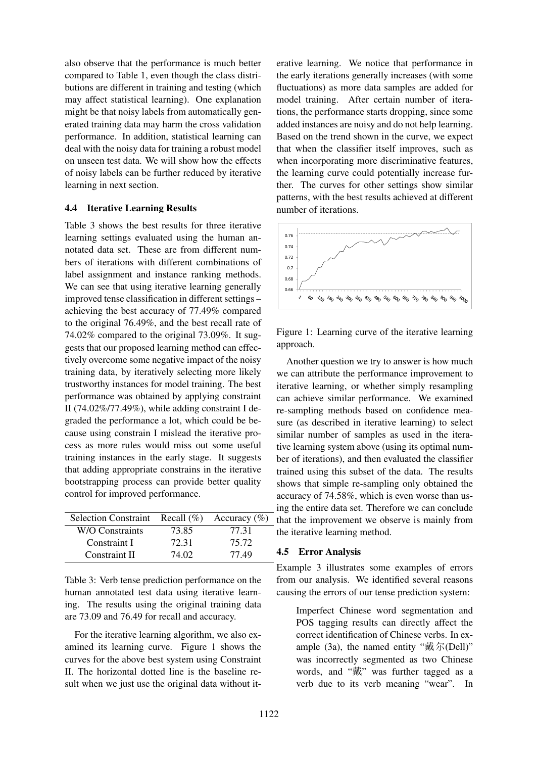also observe that the performance is much better compared to Table 1, even though the class distributions are different in training and testing (which may affect statistical learning). One explanation might be that noisy labels from automatically generated training data may harm the cross validation performance. In addition, statistical learning can deal with the noisy data for training a robust model on unseen test data. We will show how the effects of noisy labels can be further reduced by iterative learning in next section.

### 4.4 Iterative Learning Results

Table 3 shows the best results for three iterative learning settings evaluated using the human annotated data set. These are from different numbers of iterations with different combinations of label assignment and instance ranking methods. We can see that using iterative learning generally improved tense classification in different settings – achieving the best accuracy of 77.49% compared to the original 76.49%, and the best recall rate of 74.02% compared to the original 73.09%. It suggests that our proposed learning method can effectively overcome some negative impact of the noisy training data, by iteratively selecting more likely trustworthy instances for model training. The best performance was obtained by applying constraint II (74.02%/77.49%), while adding constraint I degraded the performance a lot, which could be because using constrain I mislead the iterative process as more rules would miss out some useful training instances in the early stage. It suggests that adding appropriate constrains in the iterative bootstrapping process can provide better quality control for improved performance.

| Selection Constraint | Recall (%) | Accuracy (%) |
|---|---|---|
| W/O Constraints | 73.85 | 77.31 |
| Constraint I | 72.31 | 75.72 |
| Constraint II | 74.02 | 77.49 |

Table 3: Verb tense prediction performance on the human annotated test data using iterative learning. The results using the original training data are 73.09 and 76.49 for recall and accuracy.

For the iterative learning algorithm, we also examined its learning curve. Figure 1 shows the curves for the above best system using Constraint II. The horizontal dotted line is the baseline result when we just use the original data without iterative learning. We notice that performance in the early iterations generally increases (with some fluctuations) as more data samples are added for model training. After certain number of iterations, the performance starts dropping, since some added instances are noisy and do not help learning. Based on the trend shown in the curve, we expect that when the classifier itself improves, such as when incorporating more discriminative features, the learning curve could potentially increase further. The curves for other settings show similar patterns, with the best results achieved at different number of iterations.

Figure 1: Learning curve of the iterative learning approach.

Another question we try to answer is how much we can attribute the performance improvement to iterative learning, or whether simply resampling can achieve similar performance. We examined re-sampling methods based on confidence measure (as described in iterative learning) to select similar number of samples as used in the iterative learning system above (using its optimal number of iterations), and then evaluated the classifier trained using this subset of the data. The results shows that simple re-sampling only obtained the accuracy of 74.58%, which is even worse than using the entire data set. Therefore we can conclude that the improvement we observe is mainly from the iterative learning method.

### 4.5 Error Analysis

Example 3 illustrates some examples of errors from our analysis. We identified several reasons causing the errors of our tense prediction system:

> Imperfect Chinese word segmentation and POS tagging results can directly affect the correct identification of Chinese verbs. In example (3a), the named entity "戴尔(Dell)" was incorrectly segmented as two Chinese words, and "戴" was further tagged as a verb due to its verb meaning "wear". In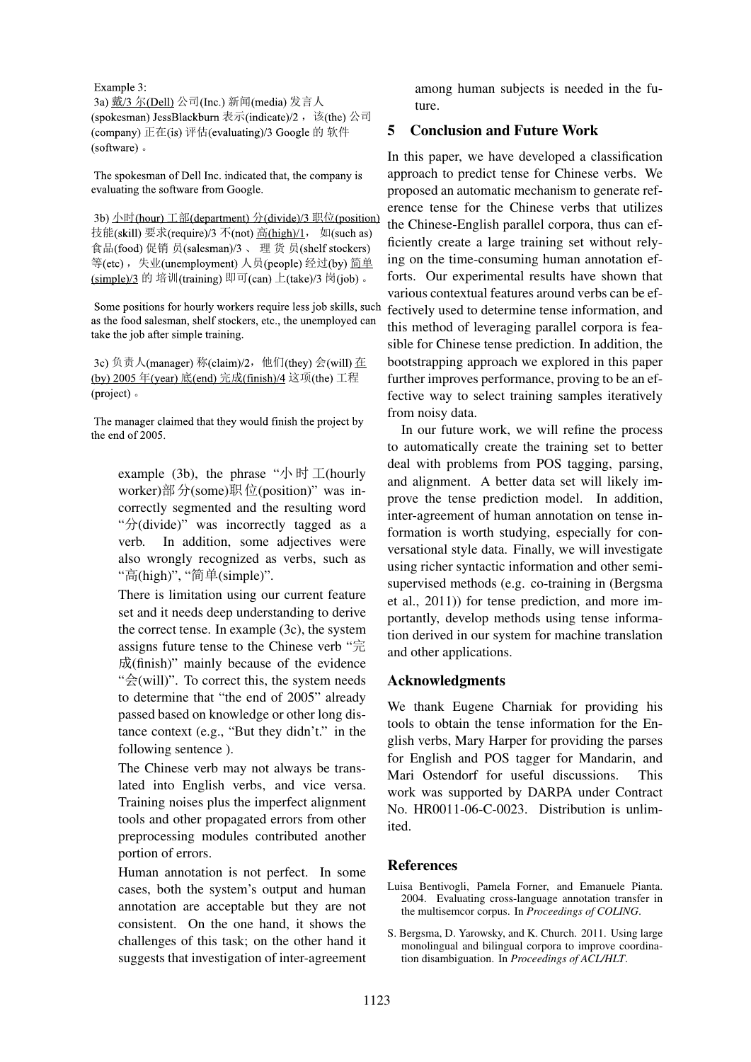Example 3:

3a) 戴/3 尔(Dell) 公司(Inc.) 新闻(media) 发言人 (spokesman) JessBlackburn 表示(indicate)/2， 该(the) 公司 (company) 正在(is) 评估(evaluating)/3 Google 的 软件 (software)。

The spokesman of Dell Inc. indicated that, the company is evaluating the software from Google.

3b) 小时(hour) 工部(department) 分(divide)/3 职位(position) 技能(skill) 要求(require)/3 不(not) 高(high)/1， 如(such as) 食品(food) 促销 员(salesman)/3 、 理 货 员(shelf stockers) 等(etc)，失业(unemployment) 人员(people) 经过(by) 简单 (simple)/3 的 培训(training) 即可(can) 上(take)/3 岗(job)。

Some positions for hourly workers require less job skills, such as the food salesman, shelf stockers, etc., the unemployed can take the job after simple training.

3c) 负责人(manager) 称(claim)/2，他们(they) 会(will) 在 (by) 2005 年(year) 底(end) 完成(finish)/4 这项(the) 工程 (project)。

The manager claimed that they would finish the project by the end of 2005.

example (3b), the phrase "小时工(hourly worker)部分(some)职位(position)" was incorrectly segmented and the resulting word "分(divide)" was incorrectly tagged as a verb. In addition, some adjectives were also wrongly recognized as verbs, such as "高(high)", "简单(simple)".

There is limitation using our current feature set and it needs deep understanding to derive the correct tense. In example (3c), the system assigns future tense to the Chinese verb "完成(finish)" mainly because of the evidence "会(will)". To correct this, the system needs to determine that "the end of 2005" already passed based on knowledge or other long distance context (e.g., "But they didn't." in the following sentence ).

The Chinese verb may not always be translated into English verbs, and vice versa. Training noises plus the imperfect alignment tools and other propagated errors from other preprocessing modules contributed another portion of errors.

Human annotation is not perfect. In some cases, both the system's output and human annotation are acceptable but they are not consistent. On the one hand, it shows the challenges of this task; on the other hand it suggests that investigation of inter-agreement among human subjects is needed in the future.

## 5 Conclusion and Future Work

In this paper, we have developed a classification approach to predict tense for Chinese verbs. We proposed an automatic mechanism to generate reference tense for the Chinese verbs that utilizes the Chinese-English parallel corpora, thus can efficiently create a large training set without relying on the time-consuming human annotation efforts. Our experimental results have shown that various contextual features around verbs can be effectively used to determine tense information, and this method of leveraging parallel corpora is feasible for Chinese tense prediction. In addition, the bootstrapping approach we explored in this paper further improves performance, proving to be an effective way to select training samples iteratively from noisy data.

In our future work, we will refine the process to automatically create the training set to better deal with problems from POS tagging, parsing, and alignment. A better data set will likely improve the tense prediction model. In addition, inter-agreement of human annotation on tense information is worth studying, especially for conversational style data. Finally, we will investigate using richer syntactic information and other semi-supervised methods (e.g. co-training in (Bergsma et al., 2011)) for tense prediction, and more importantly, develop methods using tense information derived in our system for machine translation and other applications.

## Acknowledgments

We thank Eugene Charniak for providing his tools to obtain the tense information for the English verbs, Mary Harper for providing the parses for English and POS tagger for Mandarin, and Mari Ostendorf for useful discussions. This work was supported by DARPA under Contract No. HR0011-06-C-0023. Distribution is unlimited.

## References

Luisa Bentivogli, Pamela Forner, and Emanuele Pianta. 2004. Evaluating cross-language annotation transfer in the multisemcor corpus. In *Proceedings of COLING*.

S. Bergsma, D. Yarowsky, and K. Church. 2011. Using large monolingual and bilingual corpora to improve coordination disambiguation. In *Proceedings of ACL/HLT*.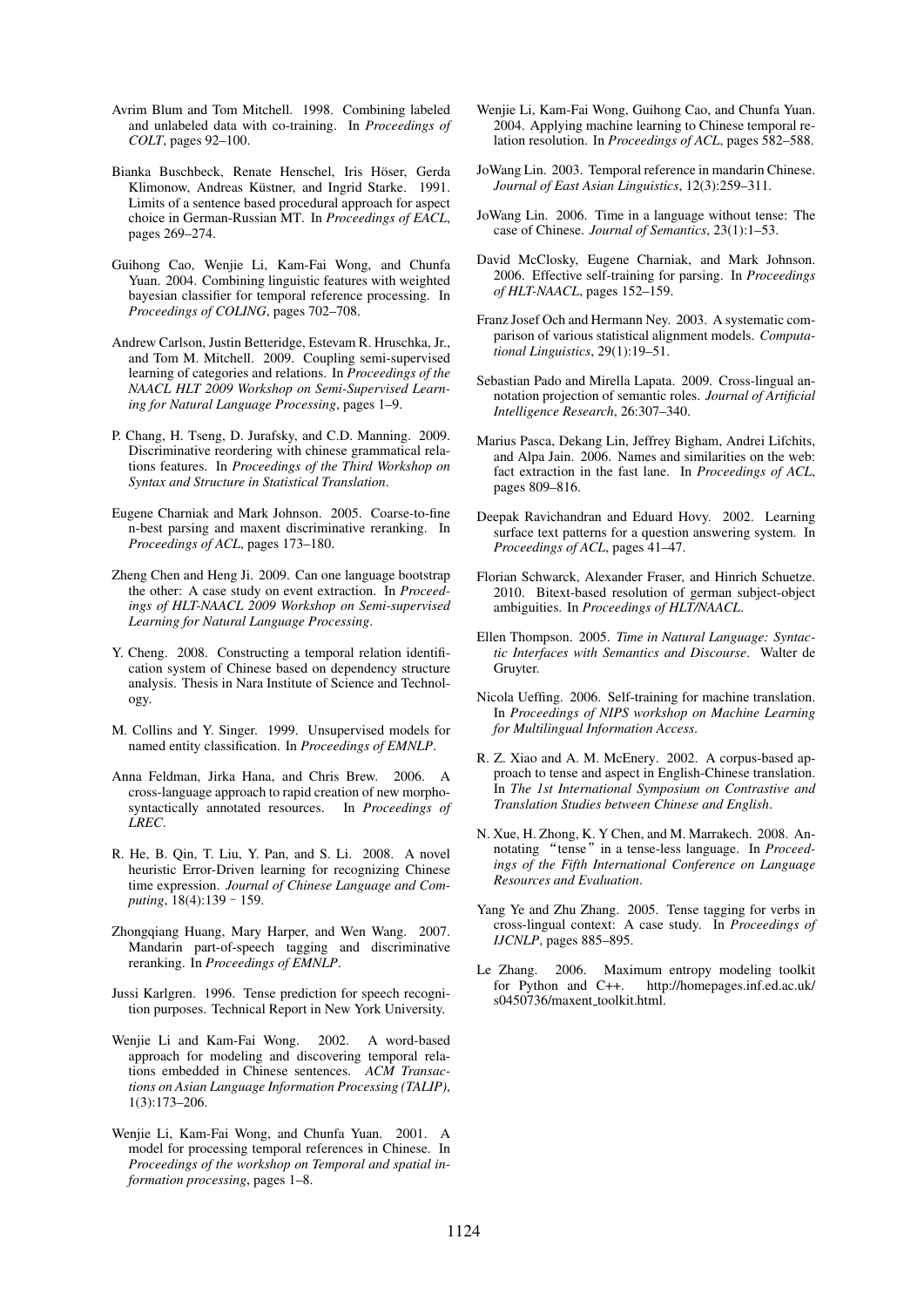Avrim Blum and Tom Mitchell. 1998. Combining labeled and unlabeled data with co-training. In *Proceedings of COLT*, pages 92–100.

Bianka Buschbeck, Renate Henschel, Iris Höser, Gerda Klimonow, Andreas Küstner, and Ingrid Starke. 1991. Limits of a sentence based procedural approach for aspect choice in German-Russian MT. In *Proceedings of EACL*, pages 269–274.

Guihong Cao, Wenjie Li, Kam-Fai Wong, and Chunfa Yuan. 2004. Combining linguistic features with weighted bayesian classifier for temporal reference processing. In *Proceedings of COLING*, pages 702–708.

Andrew Carlson, Justin Betteridge, Estevam R. Hruschka, Jr., and Tom M. Mitchell. 2009. Coupling semi-supervised learning of categories and relations. In *Proceedings of the NAACL HLT 2009 Workshop on Semi-Supervised Learning for Natural Language Processing*, pages 1–9.

P. Chang, H. Tseng, D. Jurafsky, and C.D. Manning. 2009. Discriminative reordering with chinese grammatical relations features. In *Proceedings of the Third Workshop on Syntax and Structure in Statistical Translation*.

Eugene Charniak and Mark Johnson. 2005. Coarse-to-fine n-best parsing and maxent discriminative reranking. In *Proceedings of ACL*, pages 173–180.

Zheng Chen and Heng Ji. 2009. Can one language bootstrap the other: A case study on event extraction. In *Proceedings of HLT-NAACL 2009 Workshop on Semi-supervised Learning for Natural Language Processing*.

Y. Cheng. 2008. Constructing a temporal relation identification system of Chinese based on dependency structure analysis. Thesis in Nara Institute of Science and Technology.

M. Collins and Y. Singer. 1999. Unsupervised models for named entity classification. In *Proceedings of EMNLP*.

Anna Feldman, Jirka Hana, and Chris Brew. 2006. A cross-language approach to rapid creation of new morphosyntactically annotated resources. In *Proceedings of LREC*.

R. He, B. Qin, T. Liu, Y. Pan, and S. Li. 2008. A novel heuristic Error-Driven learning for recognizing Chinese time expression. *Journal of Chinese Language and Computing*, 18(4):139 - 159.

Zhongqiang Huang, Mary Harper, and Wen Wang. 2007. Mandarin part-of-speech tagging and discriminative reranking. In *Proceedings of EMNLP*.

Jussi Karlgren. 1996. Tense prediction for speech recognition purposes. Technical Report in New York University.

Wenjie Li and Kam-Fai Wong. 2002. A word-based approach for modeling and discovering temporal relations embedded in Chinese sentences. *ACM Transactions on Asian Language Information Processing (TALIP)*, 1(3):173–206.

Wenjie Li, Kam-Fai Wong, and Chunfa Yuan. 2001. A model for processing temporal references in Chinese. In *Proceedings of the workshop on Temporal and spatial information processing*, pages 1–8.

Wenjie Li, Kam-Fai Wong, Guihong Cao, and Chunfa Yuan. 2004. Applying machine learning to Chinese temporal relation resolution. In *Proceedings of ACL*, pages 582–588.

JoWang Lin. 2003. Temporal reference in mandarin Chinese. *Journal of East Asian Linguistics*, 12(3):259–311.

JoWang Lin. 2006. Time in a language without tense: The case of Chinese. *Journal of Semantics*, 23(1):1–53.

David McClosky, Eugene Charniak, and Mark Johnson. 2006. Effective self-training for parsing. In *Proceedings of HLT-NAACL*, pages 152–159.

Franz Josef Och and Hermann Ney. 2003. A systematic comparison of various statistical alignment models. *Computational Linguistics*, 29(1):19–51.

Sebastian Pado and Mirella Lapata. 2009. Cross-lingual annotation projection of semantic roles. *Journal of Artificial Intelligence Research*, 26:307–340.

Marius Pasca, Dekang Lin, Jeffrey Bigham, Andrei Lifchits, and Alpa Jain. 2006. Names and similarities on the web: fact extraction in the fast lane. In *Proceedings of ACL*, pages 809–816.

Deepak Ravichandran and Eduard Hovy. 2002. Learning surface text patterns for a question answering system. In *Proceedings of ACL*, pages 41–47.

Florian Schwarck, Alexander Fraser, and Hinrich Schuetze. 2010. Bitext-based resolution of german subject-object ambiguities. In *Proceedings of HLT/NAACL*.

Ellen Thompson. 2005. *Time in Natural Language: Syntactic Interfaces with Semantics and Discourse*. Walter de Gruyter.

Nicola Ueffing. 2006. Self-training for machine translation. In *Proceedings of NIPS workshop on Machine Learning for Multilingual Information Access*.

R. Z. Xiao and A. M. McEnery. 2002. A corpus-based approach to tense and aspect in English-Chinese translation. In *The 1st International Symposium on Contrastive and Translation Studies between Chinese and English*.

N. Xue, H. Zhong, K. Y Chen, and M. Marrakech. 2008. Annotating "tense" in a tense-less language. In *Proceedings of the Fifth International Conference on Language Resources and Evaluation*.

Yang Ye and Zhu Zhang. 2005. Tense tagging for verbs in cross-lingual context: A case study. In *Proceedings of IJCNLP*, pages 885–895.

Le Zhang. 2006. Maximum entropy modeling toolkit for Python and C++. http://homepages.inf.ed.ac.uk/s0450736/maxent_toolkit.html.